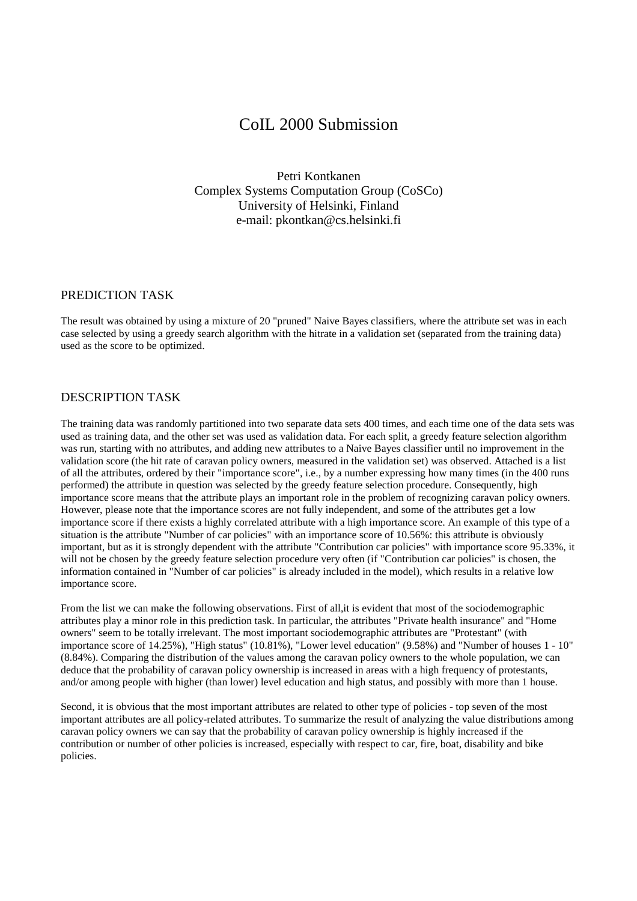# CoIL 2000 Submission

Petri Kontkanen
Complex Systems Computation Group (CoSCo)
University of Helsinki, Finland
e-mail: pkontkan@cs.helsinki.fi

## PREDICTION TASK

The result was obtained by using a mixture of 20 "pruned" Naive Bayes classifiers, where the attribute set was in each case selected by using a greedy search algorithm with the hitrate in a validation set (separated from the training data) used as the score to be optimized.

## DESCRIPTION TASK

The training data was randomly partitioned into two separate data sets 400 times, and each time one of the data sets was used as training data, and the other set was used as validation data. For each split, a greedy feature selection algorithm was run, starting with no attributes, and adding new attributes to a Naive Bayes classifier until no improvement in the validation score (the hit rate of caravan policy owners, measured in the validation set) was observed. Attached is a list of all the attributes, ordered by their "importance score", i.e., by a number expressing how many times (in the 400 runs performed) the attribute in question was selected by the greedy feature selection procedure. Consequently, high importance score means that the attribute plays an important role in the problem of recognizing caravan policy owners. However, please note that the importance scores are not fully independent, and some of the attributes get a low importance score if there exists a highly correlated attribute with a high importance score. An example of this type of a situation is the attribute "Number of car policies" with an importance score of 10.56%: this attribute is obviously important, but as it is strongly dependent with the attribute "Contribution car policies" with importance score 95.33%, it will not be chosen by the greedy feature selection procedure very often (if "Contribution car policies" is chosen, the information contained in "Number of car policies" is already included in the model), which results in a relative low importance score.

From the list we can make the following observations. First of all,it is evident that most of the sociodemographic attributes play a minor role in this prediction task. In particular, the attributes "Private health insurance" and "Home owners" seem to be totally irrelevant. The most important sociodemographic attributes are "Protestant" (with importance score of 14.25%), "High status" (10.81%), "Lower level education" (9.58%) and "Number of houses 1 - 10" (8.84%). Comparing the distribution of the values among the caravan policy owners to the whole population, we can deduce that the probability of caravan policy ownership is increased in areas with a high frequency of protestants, and/or among people with higher (than lower) level education and high status, and possibly with more than 1 house.

Second, it is obvious that the most important attributes are related to other type of policies - top seven of the most important attributes are all policy-related attributes. To summarize the result of analyzing the value distributions among caravan policy owners we can say that the probability of caravan policy ownership is highly increased if the contribution or number of other policies is increased, especially with respect to car, fire, boat, disability and bike policies.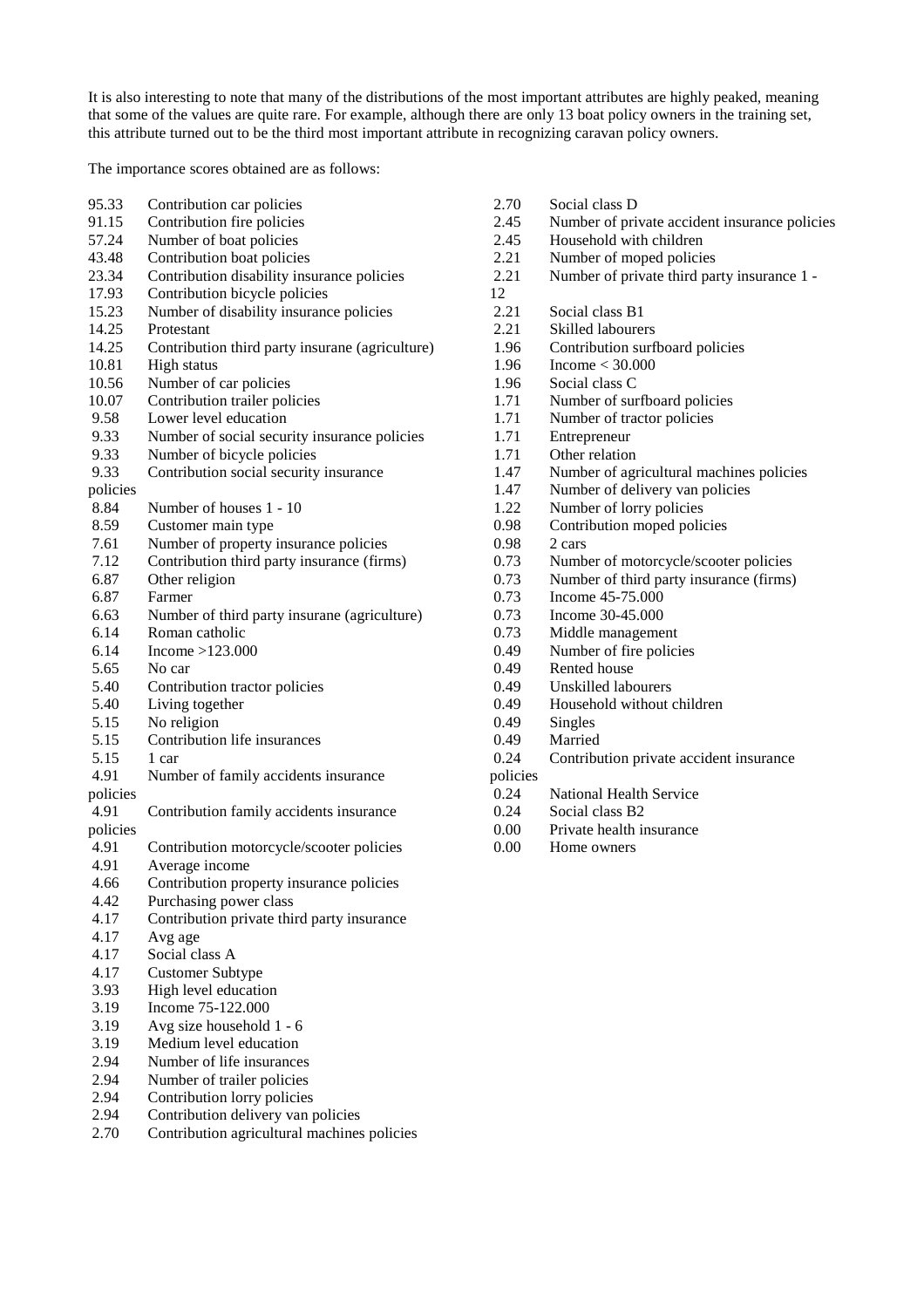It is also interesting to note that many of the distributions of the most important attributes are highly peaked, meaning that some of the values are quite rare. For example, although there are only 13 boat policy owners in the training set, this attribute turned out to be the third most important attribute in recognizing caravan policy owners.

The importance scores obtained are as follows:

| | |
|---|---|
| 95.33 | Contribution car policies |
| 91.15 | Contribution fire policies |
| 57.24 | Number of boat policies |
| 43.48 | Contribution boat policies |
| 23.34 | Contribution disability insurance policies |
| 17.93 | Contribution bicycle policies |
| 15.23 | Number of disability insurance policies |
| 14.25 | Protestant |
| 14.25 | Contribution third party insurane (agriculture) |
| 10.81 | High status |
| 10.56 | Number of car policies |
| 10.07 | Contribution trailer policies |
| 9.58 | Lower level education |
| 9.33 | Number of social security insurance policies |
| 9.33 | Number of bicycle policies |
| 9.33 | Contribution social security insurance policies |
| 8.84 | Number of houses 1 - 10 |
| 8.59 | Customer main type |
| 7.61 | Number of property insurance policies |
| 7.12 | Contribution third party insurance (firms) |
| 6.87 | Other religion |
| 6.87 | Farmer |
| 6.63 | Number of third party insurane (agriculture) |
| 6.14 | Roman catholic |
| 6.14 | Income >123.000 |
| 5.65 | No car |
| 5.40 | Contribution tractor policies |
| 5.40 | Living together |
| 5.15 | No religion |
| 5.15 | Contribution life insurances |
| 5.15 | 1 car |
| 4.91 | Number of family accidents insurance policies |
| 4.91 | Contribution family accidents insurance policies |
| 4.91 | Contribution motorcycle/scooter policies |
| 4.91 | Average income |
| 4.66 | Contribution property insurance policies |
| 4.42 | Purchasing power class |
| 4.17 | Contribution private third party insurance |
| 4.17 | Avg age |
| 4.17 | Social class A |
| 4.17 | Customer Subtype |
| 3.93 | High level education |
| 3.19 | Income 75-122.000 |
| 3.19 | Avg size household 1 - 6 |
| 3.19 | Medium level education |
| 2.94 | Number of life insurances |
| 2.94 | Number of trailer policies |
| 2.94 | Contribution lorry policies |
| 2.94 | Contribution delivery van policies |
| 2.70 | Contribution agricultural machines policies |
| 2.70 | Social class D |
| 2.45 | Number of private accident insurance policies |
| 2.45 | Household with children |
| 2.21 | Number of moped policies |
| 2.21 | Number of private third party insurance 1 - 12 |
| 2.21 | Social class B1 |
| 2.21 | Skilled labourers |
| 1.96 | Contribution surfboard policies |
| 1.96 | Income < 30.000 |
| 1.96 | Social class C |
| 1.71 | Number of surfboard policies |
| 1.71 | Number of tractor policies |
| 1.71 | Entrepreneur |
| 1.71 | Other relation |
| 1.47 | Number of agricultural machines policies |
| 1.47 | Number of delivery van policies |
| 1.22 | Number of lorry policies |
| 0.98 | Contribution moped policies |
| 0.98 | 2 cars |
| 0.73 | Number of motorcycle/scooter policies |
| 0.73 | Number of third party insurance (firms) |
| 0.73 | Income 45-75.000 |
| 0.73 | Income 30-45.000 |
| 0.73 | Middle management |
| 0.49 | Number of fire policies |
| 0.49 | Rented house |
| 0.49 | Unskilled labourers |
| 0.49 | Household without children |
| 0.49 | Singles |
| 0.49 | Married |
| 0.24 | Contribution private accident insurance policies |
| 0.24 | National Health Service |
| 0.24 | Social class B2 |
| 0.00 | Private health insurance |
| 0.00 | Home owners |